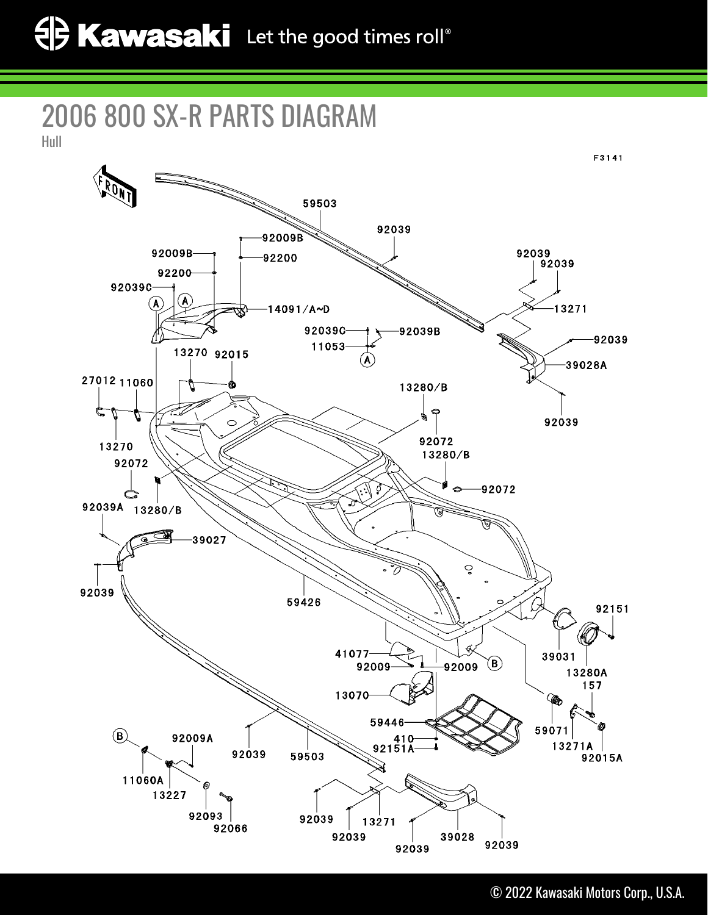# 2006 800 SX-R PARTS DIAGRAM

Hull

F3141

FRONT

59503
92039
92009B
92200
92009B
92200
92039C
14091/A~D
92039
92039
13271
92039C
92039B
11053
92039
39028A
92039
13270
92015
27012
11060
13280/B
92072
13280/B
13270
92072
92072
92039A
13280/B
39027
92039
59426
92151
41077
92009
92009
39031
13280A
157
13070
59446
59071
410
92151A
13271A
92015A
92009A
92039
59503
11060A
13227
92093
92066
92039
92039
13271
92039
39028
92039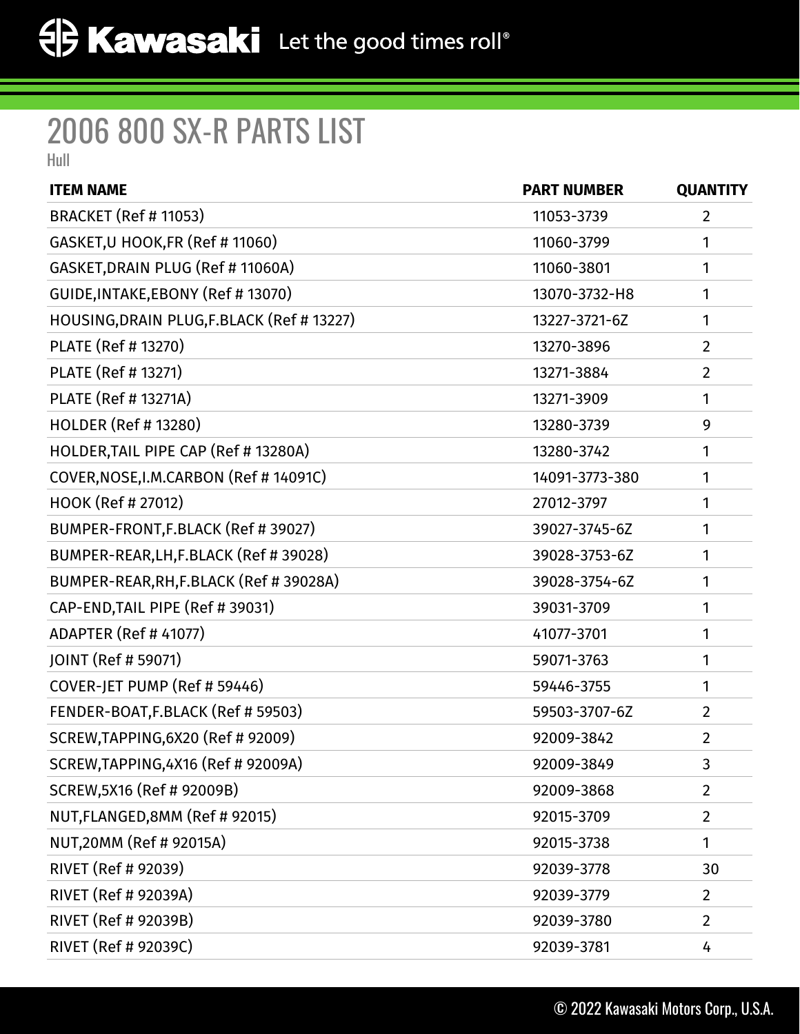# 2006 800 SX-R PARTS LIST

Hull

| ITEM NAME | PART NUMBER | QUANTITY |
|---|---|---|
| BRACKET (Ref # 11053) | 11053-3739 | 2 |
| GASKET,U HOOK,FR (Ref # 11060) | 11060-3799 | 1 |
| GASKET,DRAIN PLUG (Ref # 11060A) | 11060-3801 | 1 |
| GUIDE,INTAKE,EBONY (Ref # 13070) | 13070-3732-H8 | 1 |
| HOUSING,DRAIN PLUG,F.BLACK (Ref # 13227) | 13227-3721-6Z | 1 |
| PLATE (Ref # 13270) | 13270-3896 | 2 |
| PLATE (Ref # 13271) | 13271-3884 | 2 |
| PLATE (Ref # 13271A) | 13271-3909 | 1 |
| HOLDER (Ref # 13280) | 13280-3739 | 9 |
| HOLDER,TAIL PIPE CAP (Ref # 13280A) | 13280-3742 | 1 |
| COVER,NOSE,I.M.CARBON (Ref # 14091C) | 14091-3773-380 | 1 |
| HOOK (Ref # 27012) | 27012-3797 | 1 |
| BUMPER-FRONT,F.BLACK (Ref # 39027) | 39027-3745-6Z | 1 |
| BUMPER-REAR,LH,F.BLACK (Ref # 39028) | 39028-3753-6Z | 1 |
| BUMPER-REAR,RH,F.BLACK (Ref # 39028A) | 39028-3754-6Z | 1 |
| CAP-END,TAIL PIPE (Ref # 39031) | 39031-3709 | 1 |
| ADAPTER (Ref # 41077) | 41077-3701 | 1 |
| JOINT (Ref # 59071) | 59071-3763 | 1 |
| COVER-JET PUMP (Ref # 59446) | 59446-3755 | 1 |
| FENDER-BOAT,F.BLACK (Ref # 59503) | 59503-3707-6Z | 2 |
| SCREW,TAPPING,6X20 (Ref # 92009) | 92009-3842 | 2 |
| SCREW,TAPPING,4X16 (Ref # 92009A) | 92009-3849 | 3 |
| SCREW,5X16 (Ref # 92009B) | 92009-3868 | 2 |
| NUT,FLANGED,8MM (Ref # 92015) | 92015-3709 | 2 |
| NUT,20MM (Ref # 92015A) | 92015-3738 | 1 |
| RIVET (Ref # 92039) | 92039-3778 | 30 |
| RIVET (Ref # 92039A) | 92039-3779 | 2 |
| RIVET (Ref # 92039B) | 92039-3780 | 2 |
| RIVET (Ref # 92039C) | 92039-3781 | 4 |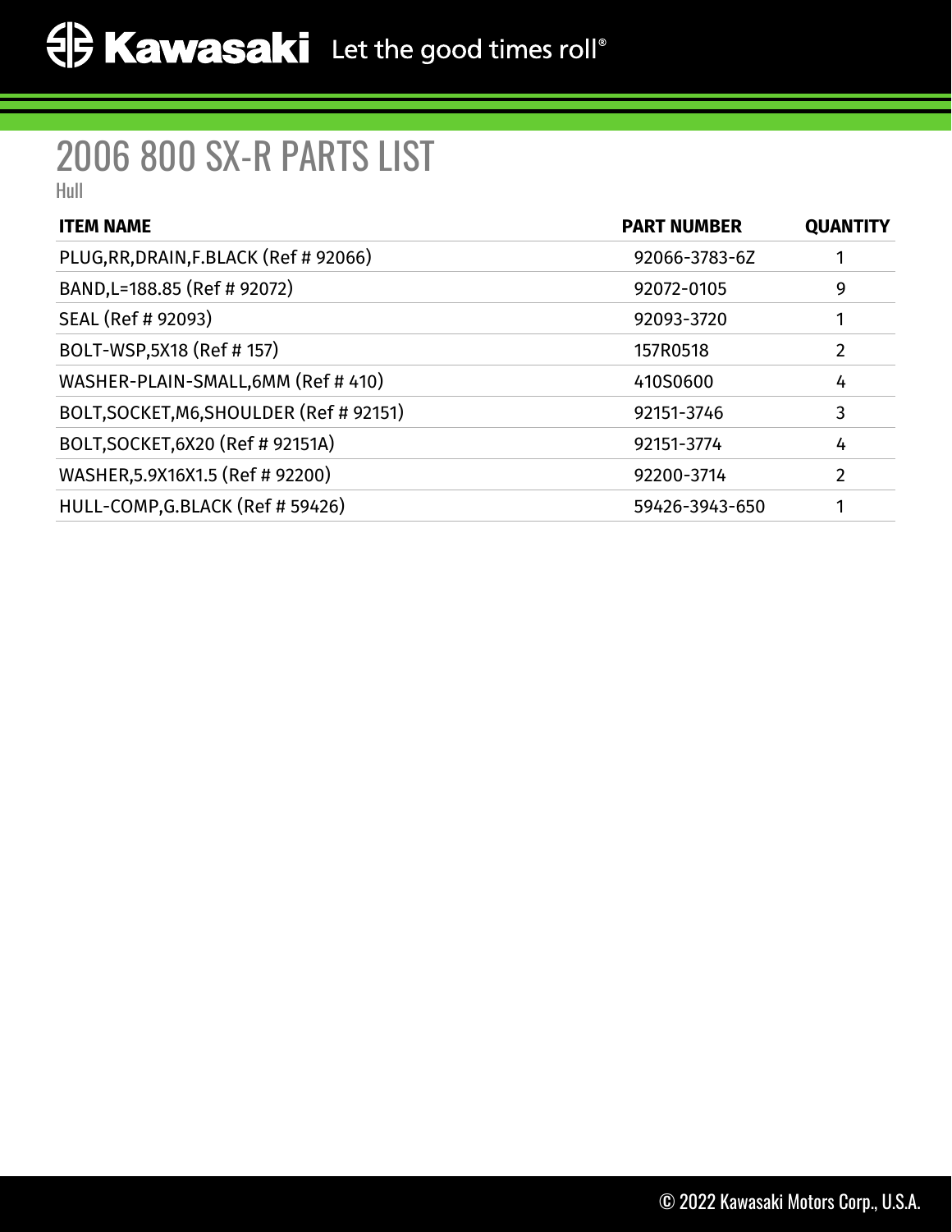# 2006 800 SX-R PARTS LIST

Hull

| ITEM NAME | PART NUMBER | QUANTITY |
|---|---|---|
| PLUG,RR,DRAIN,F.BLACK (Ref # 92066) | 92066-3783-6Z | 1 |
| BAND,L=188.85 (Ref # 92072) | 92072-0105 | 9 |
| SEAL (Ref # 92093) | 92093-3720 | 1 |
| BOLT-WSP,5X18 (Ref # 157) | 157R0518 | 2 |
| WASHER-PLAIN-SMALL,6MM (Ref # 410) | 410S0600 | 4 |
| BOLT,SOCKET,M6,SHOULDER (Ref # 92151) | 92151-3746 | 3 |
| BOLT,SOCKET,6X20 (Ref # 92151A) | 92151-3774 | 4 |
| WASHER,5.9X16X1.5 (Ref # 92200) | 92200-3714 | 2 |
| HULL-COMP,G.BLACK (Ref # 59426) | 59426-3943-650 | 1 |